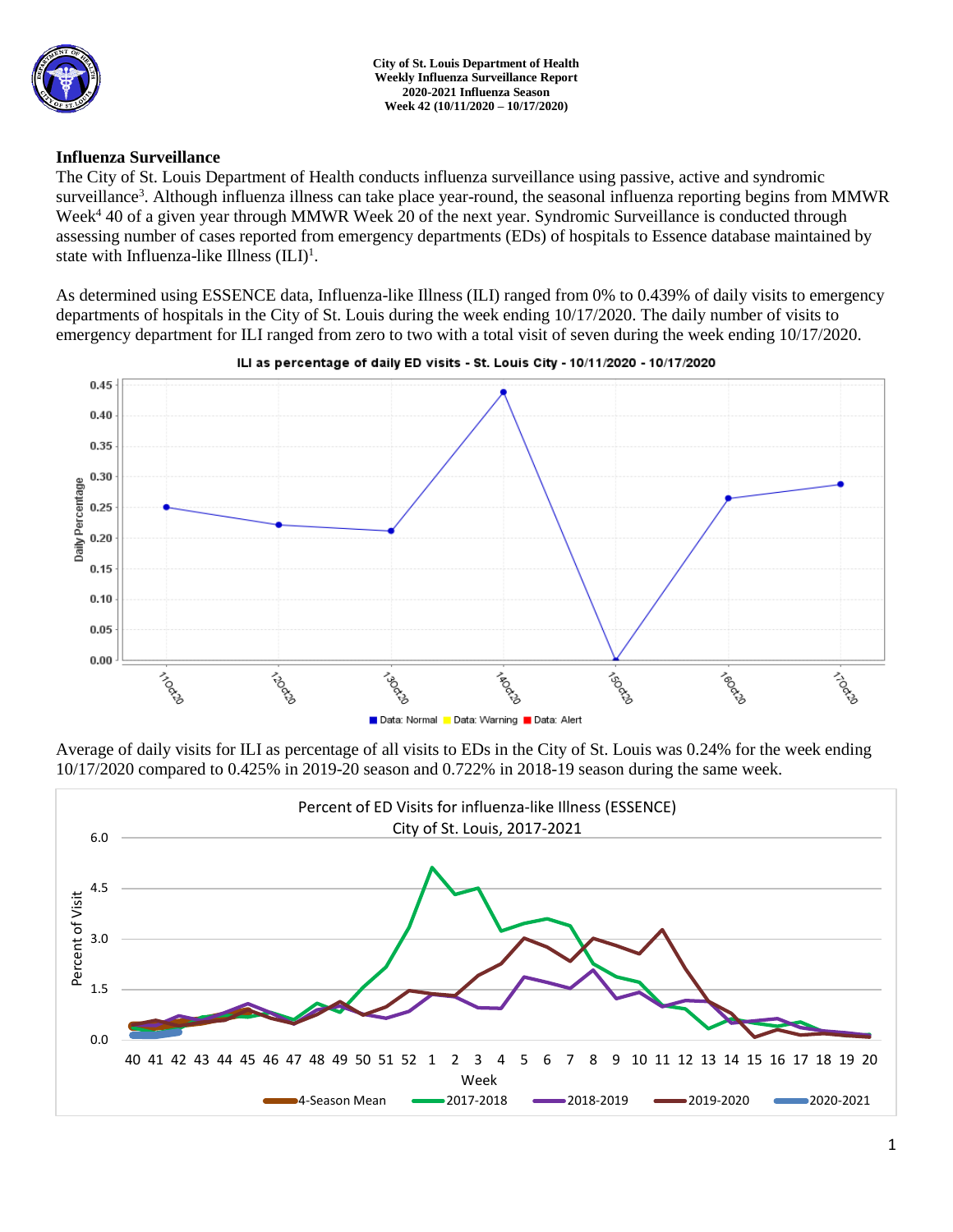**City of St. Louis Department of Health**
**Weekly Influenza Surveillance Report**
**2020-2021 Influenza Season**
**Week 42 (10/11/2020 – 10/17/2020)**

## Influenza Surveillance

The City of St. Louis Department of Health conducts influenza surveillance using passive, active and syndromic surveillance[3]. Although influenza illness can take place year-round, the seasonal influenza reporting begins from MMWR Week[4] 40 of a given year through MMWR Week 20 of the next year. Syndromic Surveillance is conducted through assessing number of cases reported from emergency departments (EDs) of hospitals to Essence database maintained by state with Influenza-like Illness (ILI)[1].

As determined using ESSENCE data, Influenza-like Illness (ILI) ranged from 0% to 0.439% of daily visits to emergency departments of hospitals in the City of St. Louis during the week ending 10/17/2020. The daily number of visits to emergency department for ILI ranged from zero to two with a total visit of seven during the week ending 10/17/2020.

Average of daily visits for ILI as percentage of all visits to EDs in the City of St. Louis was 0.24% for the week ending 10/17/2020 compared to 0.425% in 2019-20 season and 0.722% in 2018-19 season during the same week.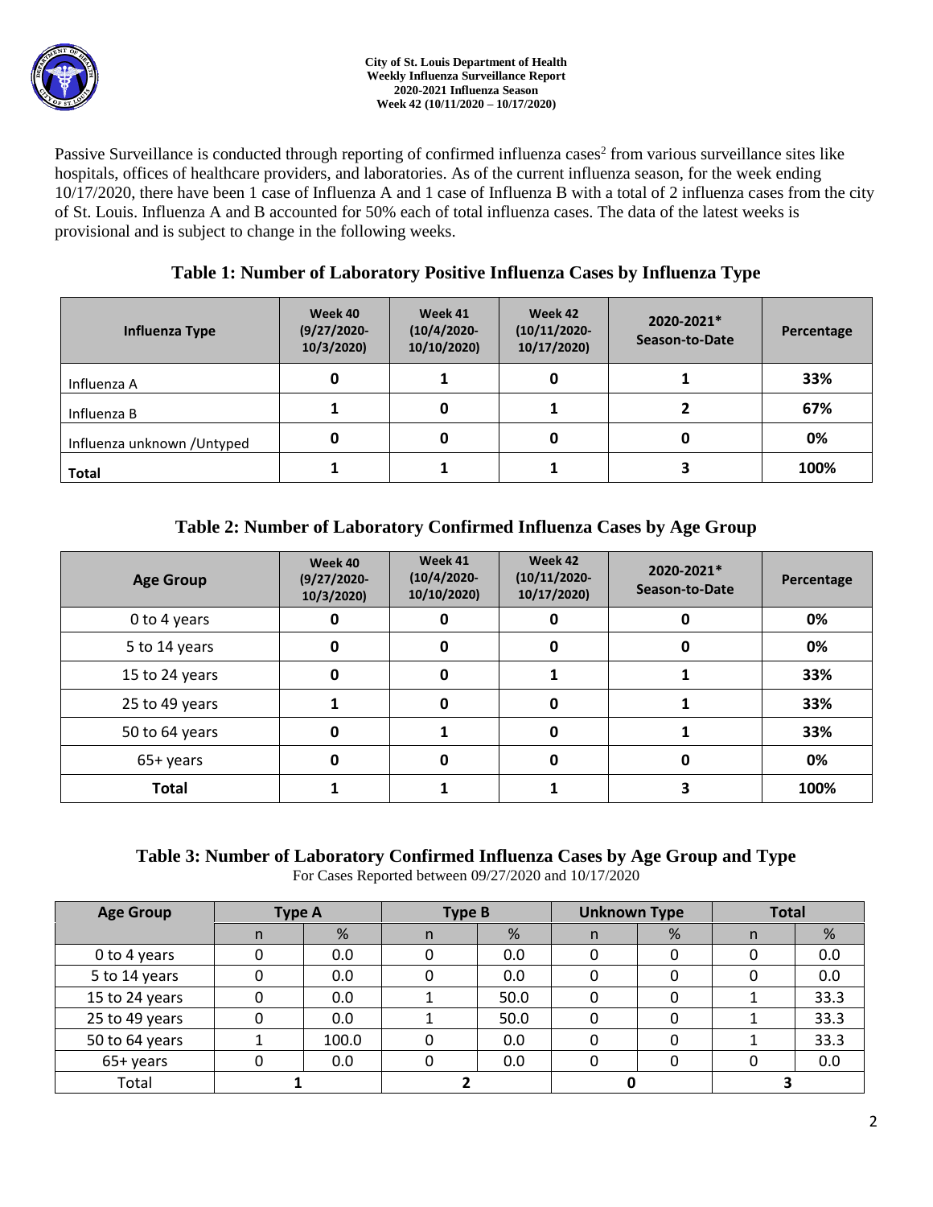City of St. Louis Department of Health
Weekly Influenza Surveillance Report
2020-2021 Influenza Season
Week 42 (10/11/2020 – 10/17/2020)

Passive Surveillance is conducted through reporting of confirmed influenza cases[2] from various surveillance sites like hospitals, offices of healthcare providers, and laboratories. As of the current influenza season, for the week ending 10/17/2020, there have been 1 case of Influenza A and 1 case of Influenza B with a total of 2 influenza cases from the city of St. Louis. Influenza A and B accounted for 50% each of total influenza cases. The data of the latest weeks is provisional and is subject to change in the following weeks.

## Table 1: Number of Laboratory Positive Influenza Cases by Influenza Type

| Influenza Type | Week 40 (9/27/2020-10/3/2020) | Week 41 (10/4/2020-10/10/2020) | Week 42 (10/11/2020-10/17/2020) | 2020-2021* Season-to-Date | Percentage |
|---|---|---|---|---|---|
| Influenza A | 0 | 1 | 0 | 1 | 33% |
| Influenza B | 1 | 0 | 1 | 2 | 67% |
| Influenza unknown /Untyped | 0 | 0 | 0 | 0 | 0% |
| **Total** | 1 | 1 | 1 | 3 | 100% |

## Table 2: Number of Laboratory Confirmed Influenza Cases by Age Group

| Age Group | Week 40 (9/27/2020-10/3/2020) | Week 41 (10/4/2020-10/10/2020) | Week 42 (10/11/2020-10/17/2020) | 2020-2021* Season-to-Date | Percentage |
|---|---|---|---|---|---|
| 0 to 4 years | 0 | 0 | 0 | 0 | 0% |
| 5 to 14 years | 0 | 0 | 0 | 0 | 0% |
| 15 to 24 years | 0 | 0 | 1 | 1 | 33% |
| 25 to 49 years | 1 | 0 | 0 | 1 | 33% |
| 50 to 64 years | 0 | 1 | 0 | 1 | 33% |
| 65+ years | 0 | 0 | 0 | 0 | 0% |
| **Total** | 1 | 1 | 1 | 3 | 100% |

## Table 3: Number of Laboratory Confirmed Influenza Cases by Age Group and Type

For Cases Reported between 09/27/2020 and 10/17/2020

| Age Group | Type A | | Type B | | Unknown Type | | Total | |
|---|---|---|---|---|---|---|---|---|
| | n | % | n | % | n | % | n | % |
| 0 to 4 years | 0 | 0.0 | 0 | 0.0 | 0 | 0 | 0 | 0.0 |
| 5 to 14 years | 0 | 0.0 | 0 | 0.0 | 0 | 0 | 0 | 0.0 |
| 15 to 24 years | 0 | 0.0 | 1 | 50.0 | 0 | 0 | 1 | 33.3 |
| 25 to 49 years | 0 | 0.0 | 1 | 50.0 | 0 | 0 | 1 | 33.3 |
| 50 to 64 years | 1 | 100.0 | 0 | 0.0 | 0 | 0 | 1 | 33.3 |
| 65+ years | 0 | 0.0 | 0 | 0.0 | 0 | 0 | 0 | 0.0 |
| Total | 1 | | 2 | | 0 | | 3 | |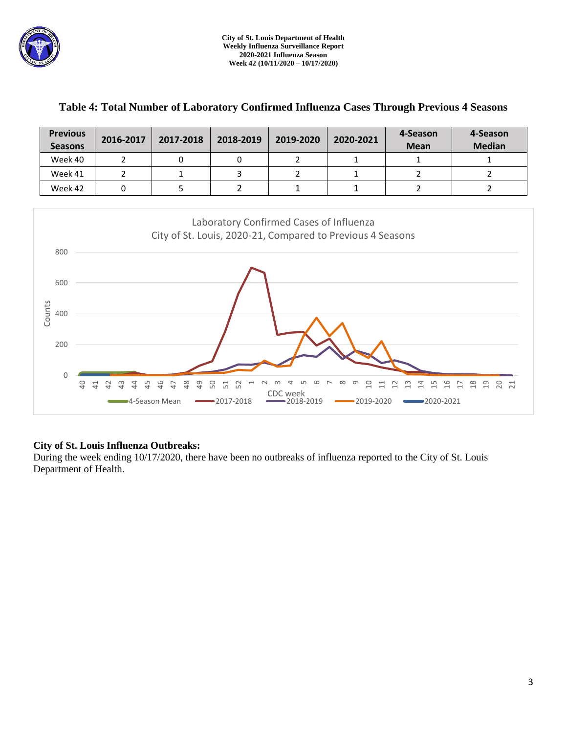**Table 4: Total Number of Laboratory Confirmed Influenza Cases Through Previous 4 Seasons**

| Previous Seasons | 2016-2017 | 2017-2018 | 2018-2019 | 2019-2020 | 2020-2021 | 4-Season Mean | 4-Season Median |
|---|---|---|---|---|---|---|---|
| Week 40 | 2 | 0 | 0 | 2 | 1 | 1 | 1 |
| Week 41 | 2 | 1 | 3 | 2 | 1 | 2 | 2 |
| Week 42 | 0 | 5 | 2 | 1 | 1 | 2 | 2 |

Laboratory Confirmed Cases of Influenza
City of St. Louis, 2020-21, Compared to Previous 4 Seasons

## City of St. Louis Influenza Outbreaks:

During the week ending 10/17/2020, there have been no outbreaks of influenza reported to the City of St. Louis Department of Health.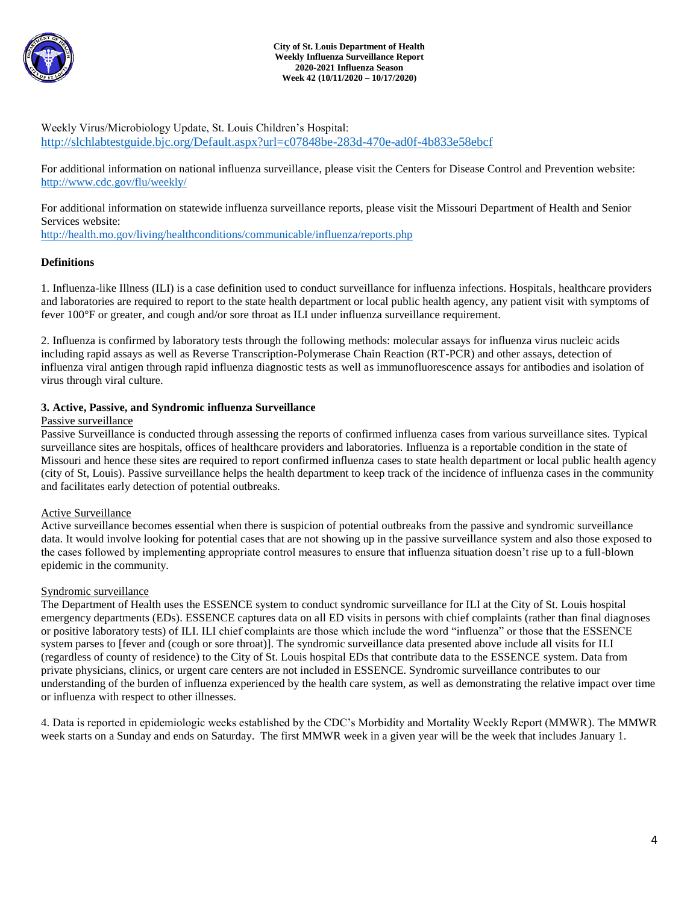Weekly Virus/Microbiology Update, St. Louis Children's Hospital:
http://slchlabtestguide.bjc.org/Default.aspx?url=c07848be-283d-470e-ad0f-4b833e58ebcf

For additional information on national influenza surveillance, please visit the Centers for Disease Control and Prevention website:
http://www.cdc.gov/flu/weekly/

For additional information on statewide influenza surveillance reports, please visit the Missouri Department of Health and Senior Services website:
http://health.mo.gov/living/healthconditions/communicable/influenza/reports.php

**Definitions**

1. Influenza-like Illness (ILI) is a case definition used to conduct surveillance for influenza infections. Hospitals, healthcare providers and laboratories are required to report to the state health department or local public health agency, any patient visit with symptoms of fever 100°F or greater, and cough and/or sore throat as ILI under influenza surveillance requirement.

2. Influenza is confirmed by laboratory tests through the following methods: molecular assays for influenza virus nucleic acids including rapid assays as well as Reverse Transcription-Polymerase Chain Reaction (RT-PCR) and other assays, detection of influenza viral antigen through rapid influenza diagnostic tests as well as immunofluorescence assays for antibodies and isolation of virus through viral culture.

**3. Active, Passive, and Syndromic influenza Surveillance**

Passive surveillance

Passive Surveillance is conducted through assessing the reports of confirmed influenza cases from various surveillance sites. Typical surveillance sites are hospitals, offices of healthcare providers and laboratories. Influenza is a reportable condition in the state of Missouri and hence these sites are required to report confirmed influenza cases to state health department or local public health agency (city of St, Louis). Passive surveillance helps the health department to keep track of the incidence of influenza cases in the community and facilitates early detection of potential outbreaks.

Active Surveillance

Active surveillance becomes essential when there is suspicion of potential outbreaks from the passive and syndromic surveillance data. It would involve looking for potential cases that are not showing up in the passive surveillance system and also those exposed to the cases followed by implementing appropriate control measures to ensure that influenza situation doesn't rise up to a full-blown epidemic in the community.

Syndromic surveillance

The Department of Health uses the ESSENCE system to conduct syndromic surveillance for ILI at the City of St. Louis hospital emergency departments (EDs). ESSENCE captures data on all ED visits in persons with chief complaints (rather than final diagnoses or positive laboratory tests) of ILI. ILI chief complaints are those which include the word "influenza" or those that the ESSENCE system parses to [fever and (cough or sore throat)]. The syndromic surveillance data presented above include all visits for ILI (regardless of county of residence) to the City of St. Louis hospital EDs that contribute data to the ESSENCE system. Data from private physicians, clinics, or urgent care centers are not included in ESSENCE. Syndromic surveillance contributes to our understanding of the burden of influenza experienced by the health care system, as well as demonstrating the relative impact over time or influenza with respect to other illnesses.

4. Data is reported in epidemiologic weeks established by the CDC's Morbidity and Mortality Weekly Report (MMWR). The MMWR week starts on a Sunday and ends on Saturday. The first MMWR week in a given year will be the week that includes January 1.